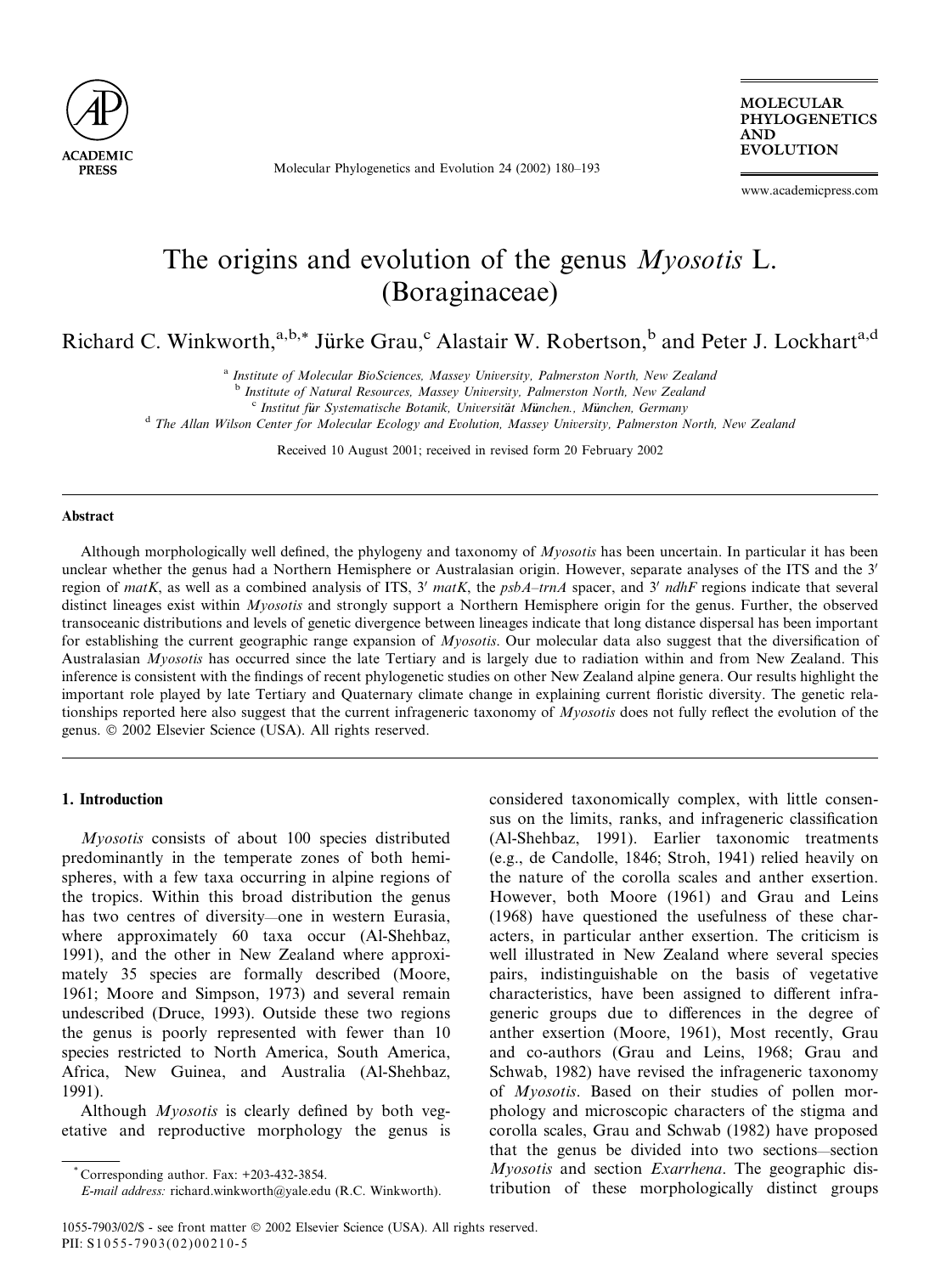# The origins and evolution of the genus *Myosotis* L. (Boraginaceae)

Richard C. Winkworth,[a,b,*] Jürke Grau,[c] Alastair W. Robertson,[b] and Peter J. Lockhart[a,d]

[a] *Institute of Molecular BioSciences, Massey University, Palmerston North, New Zealand*
[b] *Institute of Natural Resources, Massey University, Palmerston North, New Zealand*
[c] *Institut für Systematische Botanik, Universität München., München, Germany*
[d] *The Allan Wilson Center for Molecular Ecology and Evolution, Massey University, Palmerston North, New Zealand*

Received 10 August 2001; received in revised form 20 February 2002

## Abstract

Although morphologically well defined, the phylogeny and taxonomy of *Myosotis* has been uncertain. In particular it has been unclear whether the genus had a Northern Hemisphere or Australasian origin. However, separate analyses of the ITS and the 3′ region of *matK*, as well as a combined analysis of ITS, 3′ *matK*, the *psbA–trnA* spacer, and 3′ *ndhF* regions indicate that several distinct lineages exist within *Myosotis* and strongly support a Northern Hemisphere origin for the genus. Further, the observed transoceanic distributions and levels of genetic divergence between lineages indicate that long distance dispersal has been important for establishing the current geographic range expansion of *Myosotis*. Our molecular data also suggest that the diversification of Australasian *Myosotis* has occurred since the late Tertiary and is largely due to radiation within and from New Zealand. This inference is consistent with the findings of recent phylogenetic studies on other New Zealand alpine genera. Our results highlight the important role played by late Tertiary and Quaternary climate change in explaining current floristic diversity. The genetic relationships reported here also suggest that the current infrageneric taxonomy of *Myosotis* does not fully reflect the evolution of the genus. © 2002 Elsevier Science (USA). All rights reserved.

## 1. Introduction

*Myosotis* consists of about 100 species distributed predominantly in the temperate zones of both hemispheres, with a few taxa occurring in alpine regions of the tropics. Within this broad distribution the genus has two centres of diversity—one in western Eurasia, where approximately 60 taxa occur (Al-Shehbaz, 1991), and the other in New Zealand where approximately 35 species are formally described (Moore, 1961; Moore and Simpson, 1973) and several remain undescribed (Druce, 1993). Outside these two regions the genus is poorly represented with fewer than 10 species restricted to North America, South America, Africa, New Guinea, and Australia (Al-Shehbaz, 1991).

Although *Myosotis* is clearly defined by both vegetative and reproductive morphology the genus is considered taxonomically complex, with little consensus on the limits, ranks, and infrageneric classification (Al-Shehbaz, 1991). Earlier taxonomic treatments (e.g., de Candolle, 1846; Stroh, 1941) relied heavily on the nature of the corolla scales and anther exsertion. However, both Moore (1961) and Grau and Leins (1968) have questioned the usefulness of these characters, in particular anther exsertion. The criticism is well illustrated in New Zealand where several species pairs, indistinguishable on the basis of vegetative characteristics, have been assigned to different infrageneric groups due to differences in the degree of anther exsertion (Moore, 1961), Most recently, Grau and co-authors (Grau and Leins, 1968; Grau and Schwab, 1982) have revised the infrageneric taxonomy of *Myosotis*. Based on their studies of pollen morphology and microscopic characters of the stigma and corolla scales, Grau and Schwab (1982) have proposed that the genus be divided into two sections—section *Myosotis* and section *Exarrhena*. The geographic distribution of these morphologically distinct groups

\* Corresponding author. Fax: +203-432-3854.
*E-mail address:* richard.winkworth@yale.edu (R.C. Winkworth).

1055-7903/02/$ - see front matter © 2002 Elsevier Science (USA). All rights reserved.
PII: S1055-7903(02)00210-5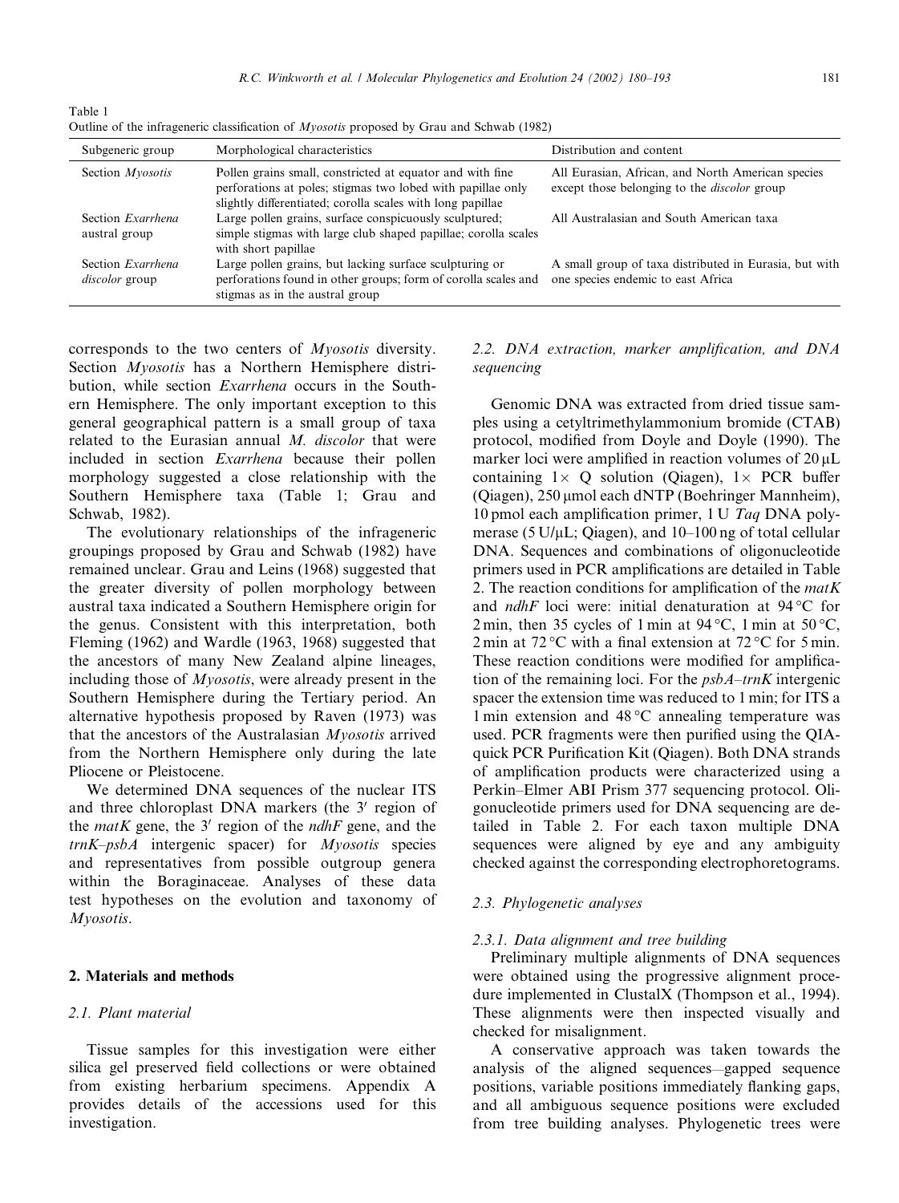Table 1
Outline of the infrageneric classification of *Myosotis* proposed by Grau and Schwab (1982)

| Subgeneric group | Morphological characteristics | Distribution and content |
|---|---|---|
| Section *Myosotis* | Pollen grains small, constricted at equator and with fine perforations at poles; stigmas two lobed with papillae only slightly differentiated; corolla scales with long papillae | All Eurasian, African, and North American species except those belonging to the *discolor* group |
| Section *Exarrhena* austral group | Large pollen grains, surface conspicuously sculptured; simple stigmas with large club shaped papillae; corolla scales with short papillae | All Australasian and South American taxa |
| Section *Exarrhena* *discolor* group | Large pollen grains, but lacking surface sculpturing or perforations found in other groups; form of corolla scales and stigmas as in the austral group | A small group of taxa distributed in Eurasia, but with one species endemic to east Africa |

corresponds to the two centers of *Myosotis* diversity. Section *Myosotis* has a Northern Hemisphere distribution, while section *Exarrhena* occurs in the Southern Hemisphere. The only important exception to this general geographical pattern is a small group of taxa related to the Eurasian annual *M. discolor* that were included in section *Exarrhena* because their pollen morphology suggested a close relationship with the Southern Hemisphere taxa (Table 1; Grau and Schwab, 1982).

The evolutionary relationships of the infrageneric groupings proposed by Grau and Schwab (1982) have remained unclear. Grau and Leins (1968) suggested that the greater diversity of pollen morphology between austral taxa indicated a Southern Hemisphere origin for the genus. Consistent with this interpretation, both Fleming (1962) and Wardle (1963, 1968) suggested that the ancestors of many New Zealand alpine lineages, including those of *Myosotis*, were already present in the Southern Hemisphere during the Tertiary period. An alternative hypothesis proposed by Raven (1973) was that the ancestors of the Australasian *Myosotis* arrived from the Northern Hemisphere only during the late Pliocene or Pleistocene.

We determined DNA sequences of the nuclear ITS and three chloroplast DNA markers (the 3′ region of the *matK* gene, the 3′ region of the *ndhF* gene, and the *trnK–psbA* intergenic spacer) for *Myosotis* species and representatives from possible outgroup genera within the Boraginaceae. Analyses of these data test hypotheses on the evolution and taxonomy of *Myosotis*.

## 2. Materials and methods

### 2.1. Plant material

Tissue samples for this investigation were either silica gel preserved field collections or were obtained from existing herbarium specimens. Appendix A provides details of the accessions used for this investigation.

### 2.2. DNA extraction, marker amplification, and DNA sequencing

Genomic DNA was extracted from dried tissue samples using a cetyltrimethylammonium bromide (CTAB) protocol, modified from Doyle and Doyle (1990). The marker loci were amplified in reaction volumes of 20 μL containing 1× Q solution (Qiagen), 1× PCR buffer (Qiagen), 250 μmol each dNTP (Boehringer Mannheim), 10 pmol each amplification primer, 1 U *Taq* DNA polymerase (5 U/μL; Qiagen), and 10–100 ng of total cellular DNA. Sequences and combinations of oligonucleotide primers used in PCR amplifications are detailed in Table 2. The reaction conditions for amplification of the *matK* and *ndhF* loci were: initial denaturation at 94 °C for 2 min, then 35 cycles of 1 min at 94 °C, 1 min at 50 °C, 2 min at 72 °C with a final extension at 72 °C for 5 min. These reaction conditions were modified for amplification of the remaining loci. For the *psbA–trnK* intergenic spacer the extension time was reduced to 1 min; for ITS a 1 min extension and 48 °C annealing temperature was used. PCR fragments were then purified using the QIAquick PCR Purification Kit (Qiagen). Both DNA strands of amplification products were characterized using a Perkin–Elmer ABI Prism 377 sequencing protocol. Oligonucleotide primers used for DNA sequencing are detailed in Table 2. For each taxon multiple DNA sequences were aligned by eye and any ambiguity checked against the corresponding electrophoretograms.

### 2.3. Phylogenetic analyses

#### 2.3.1. Data alignment and tree building

Preliminary multiple alignments of DNA sequences were obtained using the progressive alignment procedure implemented in ClustalX (Thompson et al., 1994). These alignments were then inspected visually and checked for misalignment.

A conservative approach was taken towards the analysis of the aligned sequences—gapped sequence positions, variable positions immediately flanking gaps, and all ambiguous sequence positions were excluded from tree building analyses. Phylogenetic trees were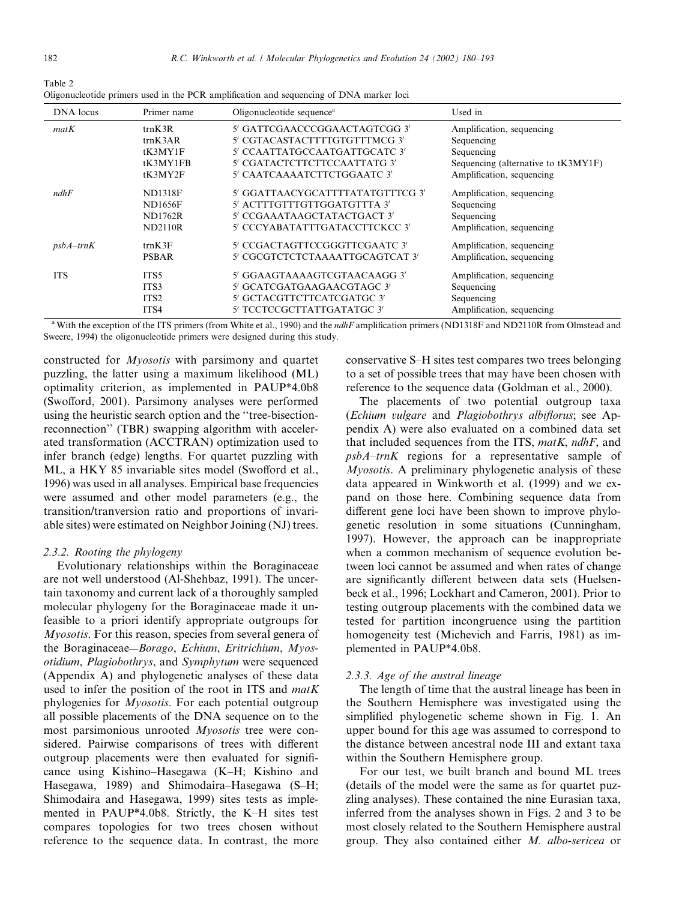Table 2
Oligonucleotide primers used in the PCR amplification and sequencing of DNA marker loci

| DNA locus | Primer name | Oligonucleotide sequence[a] | Used in |
|---|---|---|---|
| *matK* | trnK3R | 5′ GATTCGAACCCGGAACTAGTCGG 3′ | Amplification, sequencing |
| | trnK3AR | 5′ CGTACASTACTTTTGTGTTTMCG 3′ | Sequencing |
| | tK3MY1F | 5′ CCAATTATGCCAATGATTGCATC 3′ | Sequencing |
| | tK3MY1FB | 5′ CGATACTCTTCTTCCAATTATG 3′ | Sequencing (alternative to tK3MY1F) |
| | tK3MY2F | 5′ CAATCAAAATCTTCTGGAATC 3′ | Amplification, sequencing |
| *ndhF* | ND1318F | 5′ GGATTAACYGCATTTTATATGTTTCG 3′ | Amplification, sequencing |
| | ND1656F | 5′ ACTTTGTTTGTTGGATGTTTA 3′ | Sequencing |
| | ND1762R | 5′ CCGAAATAAGCTATACTGACT 3′ | Sequencing |
| | ND2110R | 5′ CCCYABATATTTGATACCTTCKCC 3′ | Amplification, sequencing |
| *psbA–trnK* | trnK3F | 5′ CCGACTAGTTCCGGGTTCGAATC 3′ | Amplification, sequencing |
| | PSBAR | 5′ CGCGTCTCTCTAAAATTGCAGTCAT 3′ | Amplification, sequencing |
| ITS | ITS5 | 5′ GGAAGTAAAAGTCGTAACAAGG 3′ | Amplification, sequencing |
| | ITS3 | 5′ GCATCGATGAAGAACGTAGC 3′ | Sequencing |
| | ITS2 | 5′ GCTACGTTCTTCATCGATGC 3′ | Sequencing |
| | ITS4 | 5′ TCCTCCGCTTATTGATATGC 3′ | Amplification, sequencing |

[a] With the exception of the ITS primers (from White et al., 1990) and the *ndhF* amplification primers (ND1318F and ND2110R from Olmstead and Sweere, 1994) the oligonucleotide primers were designed during this study.

constructed for *Myosotis* with parsimony and quartet puzzling, the latter using a maximum likelihood (ML) optimality criterion, as implemented in PAUP*4.0b8 (Swofford, 2001). Parsimony analyses were performed using the heuristic search option and the "tree-bisection-reconnection" (TBR) swapping algorithm with accelerated transformation (ACCTRAN) optimization used to infer branch (edge) lengths. For quartet puzzling with ML, a HKY 85 invariable sites model (Swofford et al., 1996) was used in all analyses. Empirical base frequencies were assumed and other model parameters (e.g., the transition/tranversion ratio and proportions of invariable sites) were estimated on Neighbor Joining (NJ) trees.

### 2.3.2. Rooting the phylogeny

Evolutionary relationships within the Boraginaceae are not well understood (Al-Shehbaz, 1991). The uncertain taxonomy and current lack of a thoroughly sampled molecular phylogeny for the Boraginaceae made it unfeasible to a priori identify appropriate outgroups for *Myosotis*. For this reason, species from several genera of the Boraginaceae—*Borago*, *Echium*, *Eritrichium*, *Myosotidium*, *Plagiobothrys*, and *Symphytum* were sequenced (Appendix A) and phylogenetic analyses of these data used to infer the position of the root in ITS and *matK* phylogenies for *Myosotis*. For each potential outgroup all possible placements of the DNA sequence on to the most parsimonious unrooted *Myosotis* tree were considered. Pairwise comparisons of trees with different outgroup placements were then evaluated for significance using Kishino–Hasegawa (K–H; Kishino and Hasegawa, 1989) and Shimodaira–Hasegawa (S–H; Shimodaira and Hasegawa, 1999) sites tests as implemented in PAUP*4.0b8. Strictly, the K–H sites test compares topologies for two trees chosen without reference to the sequence data. In contrast, the more conservative S–H sites test compares two trees belonging to a set of possible trees that may have been chosen with reference to the sequence data (Goldman et al., 2000).

The placements of two potential outgroup taxa (*Echium vulgare* and *Plagiobothrys albiflorus*; see Appendix A) were also evaluated on a combined data set that included sequences from the ITS, *matK*, *ndhF*, and *psbA–trnK* regions for a representative sample of *Myosotis*. A preliminary phylogenetic analysis of these data appeared in Winkworth et al. (1999) and we expand on those here. Combining sequence data from different gene loci have been shown to improve phylogenetic resolution in some situations (Cunningham, 1997). However, the approach can be inappropriate when a common mechanism of sequence evolution between loci cannot be assumed and when rates of change are significantly different between data sets (Huelsenbeck et al., 1996; Lockhart and Cameron, 2001). Prior to testing outgroup placements with the combined data we tested for partition incongruence using the partition homogeneity test (Michevich and Farris, 1981) as implemented in PAUP*4.0b8.

### 2.3.3. Age of the austral lineage

The length of time that the austral lineage has been in the Southern Hemisphere was investigated using the simplified phylogenetic scheme shown in Fig. 1. An upper bound for this age was assumed to correspond to the distance between ancestral node III and extant taxa within the Southern Hemisphere group.

For our test, we built branch and bound ML trees (details of the model were the same as for quartet puzzling analyses). These contained the nine Eurasian taxa, inferred from the analyses shown in Figs. 2 and 3 to be most closely related to the Southern Hemisphere austral group. They also contained either *M. albo-sericea* or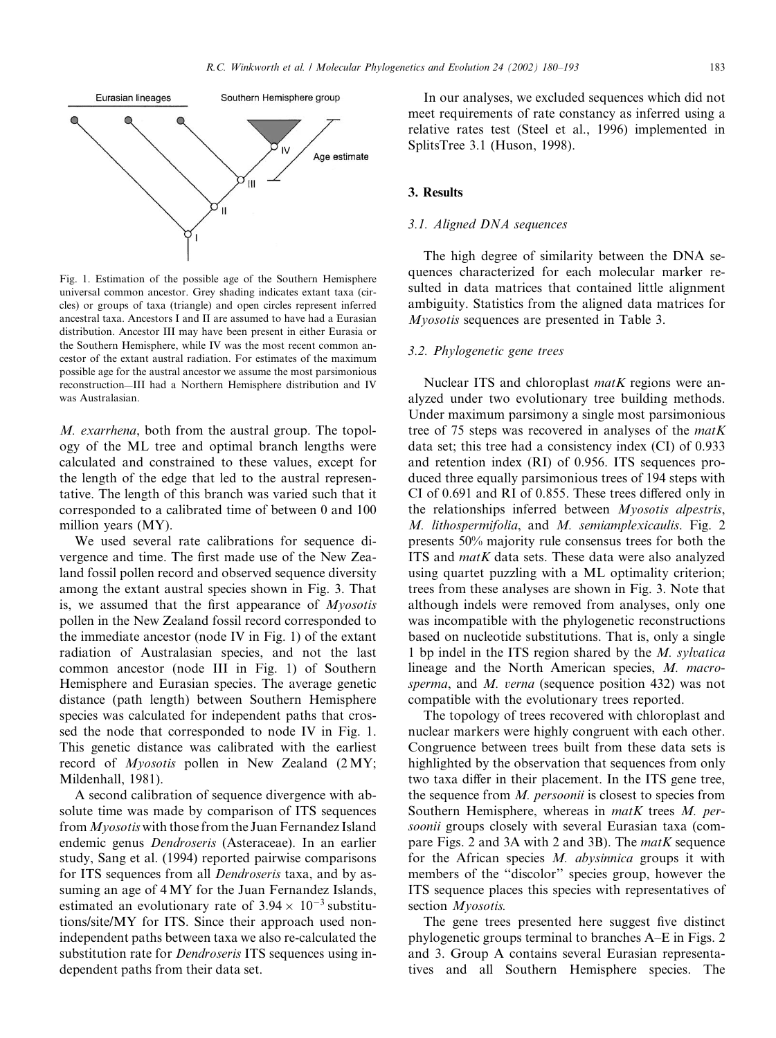Fig. 1. Estimation of the possible age of the Southern Hemisphere universal common ancestor. Grey shading indicates extant taxa (circles) or groups of taxa (triangle) and open circles represent inferred ancestral taxa. Ancestors I and II are assumed to have had a Eurasian distribution. Ancestor III may have been present in either Eurasia or the Southern Hemisphere, while IV was the most recent common ancestor of the extant austral radiation. For estimates of the maximum possible age for the austral ancestor we assume the most parsimonious reconstruction—III had a Northern Hemisphere distribution and IV was Australasian.

*M. exarrhena*, both from the austral group. The topology of the ML tree and optimal branch lengths were calculated and constrained to these values, except for the length of the edge that led to the austral representative. The length of this branch was varied such that it corresponded to a calibrated time of between 0 and 100 million years (MY).

We used several rate calibrations for sequence divergence and time. The first made use of the New Zealand fossil pollen record and observed sequence diversity among the extant austral species shown in Fig. 3. That is, we assumed that the first appearance of *Myosotis* pollen in the New Zealand fossil record corresponded to the immediate ancestor (node IV in Fig. 1) of the extant radiation of Australasian species, and not the last common ancestor (node III in Fig. 1) of Southern Hemisphere and Eurasian species. The average genetic distance (path length) between Southern Hemisphere species was calculated for independent paths that crossed the node that corresponded to node IV in Fig. 1. This genetic distance was calibrated with the earliest record of *Myosotis* pollen in New Zealand (2 MY; Mildenhall, 1981).

A second calibration of sequence divergence with absolute time was made by comparison of ITS sequences from *Myosotis* with those from the Juan Fernandez Island endemic genus *Dendroseris* (Asteraceae). In an earlier study, Sang et al. (1994) reported pairwise comparisons for ITS sequences from all *Dendroseris* taxa, and by assuming an age of 4 MY for the Juan Fernandez Islands, estimated an evolutionary rate of $3.94 \times 10^{-3}$ substitutions/site/MY for ITS. Since their approach used non-independent paths between taxa we also re-calculated the substitution rate for *Dendroseris* ITS sequences using independent paths from their data set.

In our analyses, we excluded sequences which did not meet requirements of rate constancy as inferred using a relative rates test (Steel et al., 1996) implemented in SplitsTree 3.1 (Huson, 1998).

## 3. Results

### 3.1. Aligned DNA sequences

The high degree of similarity between the DNA sequences characterized for each molecular marker resulted in data matrices that contained little alignment ambiguity. Statistics from the aligned data matrices for *Myosotis* sequences are presented in Table 3.

### 3.2. Phylogenetic gene trees

Nuclear ITS and chloroplast *matK* regions were analyzed under two evolutionary tree building methods. Under maximum parsimony a single most parsimonious tree of 75 steps was recovered in analyses of the *matK* data set; this tree had a consistency index (CI) of 0.933 and retention index (RI) of 0.956. ITS sequences produced three equally parsimonious trees of 194 steps with CI of 0.691 and RI of 0.855. These trees differed only in the relationships inferred between *Myosotis alpestris*, *M. lithospermifolia*, and *M. semiamplexicaulis*. Fig. 2 presents 50% majority rule consensus trees for both the ITS and *matK* data sets. These data were also analyzed using quartet puzzling with a ML optimality criterion; trees from these analyses are shown in Fig. 3. Note that although indels were removed from analyses, only one was incompatible with the phylogenetic reconstructions based on nucleotide substitutions. That is, only a single 1 bp indel in the ITS region shared by the *M. sylvatica* lineage and the North American species, *M. macrosperma*, and *M. verna* (sequence position 432) was not compatible with the evolutionary trees reported.

The topology of trees recovered with chloroplast and nuclear markers were highly congruent with each other. Congruence between trees built from these data sets is highlighted by the observation that sequences from only two taxa differ in their placement. In the ITS gene tree, the sequence from *M. persoonii* is closest to species from Southern Hemisphere, whereas in *matK* trees *M. persoonii* groups closely with several Eurasian taxa (compare Figs. 2 and 3A with 2 and 3B). The *matK* sequence for the African species *M. abysinnica* groups it with members of the "discolor" species group, however the ITS sequence places this species with representatives of section *Myosotis*.

The gene trees presented here suggest five distinct phylogenetic groups terminal to branches A–E in Figs. 2 and 3. Group A contains several Eurasian representatives and all Southern Hemisphere species. The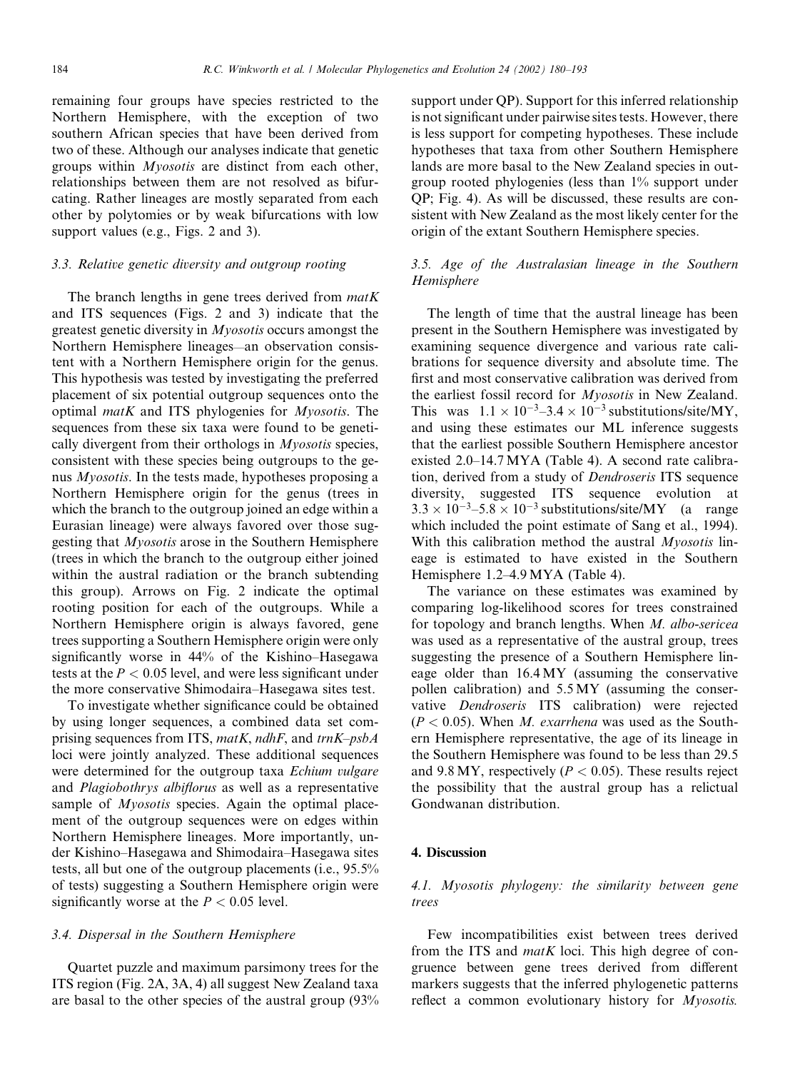remaining four groups have species restricted to the Northern Hemisphere, with the exception of two southern African species that have been derived from two of these. Although our analyses indicate that genetic groups within *Myosotis* are distinct from each other, relationships between them are not resolved as bifurcating. Rather lineages are mostly separated from each other by polytomies or by weak bifurcations with low support values (e.g., Figs. 2 and 3).

### 3.3. Relative genetic diversity and outgroup rooting

The branch lengths in gene trees derived from *matK* and ITS sequences (Figs. 2 and 3) indicate that the greatest genetic diversity in *Myosotis* occurs amongst the Northern Hemisphere lineages—an observation consistent with a Northern Hemisphere origin for the genus. This hypothesis was tested by investigating the preferred placement of six potential outgroup sequences onto the optimal *matK* and ITS phylogenies for *Myosotis*. The sequences from these six taxa were found to be genetically divergent from their orthologs in *Myosotis* species, consistent with these species being outgroups to the genus *Myosotis*. In the tests made, hypotheses proposing a Northern Hemisphere origin for the genus (trees in which the branch to the outgroup joined an edge within a Eurasian lineage) were always favored over those suggesting that *Myosotis* arose in the Southern Hemisphere (trees in which the branch to the outgroup either joined within the austral radiation or the branch subtending this group). Arrows on Fig. 2 indicate the optimal rooting position for each of the outgroups. While a Northern Hemisphere origin is always favored, gene trees supporting a Southern Hemisphere origin were only significantly worse in 44% of the Kishino–Hasegawa tests at the $P < 0.05$ level, and were less significant under the more conservative Shimodaira–Hasegawa sites test.

To investigate whether significance could be obtained by using longer sequences, a combined data set comprising sequences from ITS, *matK*, *ndhF*, and *trnK–psbA* loci were jointly analyzed. These additional sequences were determined for the outgroup taxa *Echium vulgare* and *Plagiobothrys albiflorus* as well as a representative sample of *Myosotis* species. Again the optimal placement of the outgroup sequences were on edges within Northern Hemisphere lineages. More importantly, under Kishino–Hasegawa and Shimodaira–Hasegawa sites tests, all but one of the outgroup placements (i.e., 95.5% of tests) suggesting a Southern Hemisphere origin were significantly worse at the $P < 0.05$ level.

### 3.4. Dispersal in the Southern Hemisphere

Quartet puzzle and maximum parsimony trees for the ITS region (Fig. 2A, 3A, 4) all suggest New Zealand taxa are basal to the other species of the austral group (93% support under QP). Support for this inferred relationship is not significant under pairwise sites tests. However, there is less support for competing hypotheses. These include hypotheses that taxa from other Southern Hemisphere lands are more basal to the New Zealand species in outgroup rooted phylogenies (less than 1% support under QP; Fig. 4). As will be discussed, these results are consistent with New Zealand as the most likely center for the origin of the extant Southern Hemisphere species.

### 3.5. Age of the Australasian lineage in the Southern Hemisphere

The length of time that the austral lineage has been present in the Southern Hemisphere was investigated by examining sequence divergence and various rate calibrations for sequence diversity and absolute time. The first and most conservative calibration was derived from the earliest fossil record for *Myosotis* in New Zealand. This was $1.1 \times 10^{-3}$–$3.4 \times 10^{-3}$ substitutions/site/MY, and using these estimates our ML inference suggests that the earliest possible Southern Hemisphere ancestor existed 2.0–14.7 MYA (Table 4). A second rate calibration, derived from a study of *Dendroseris* ITS sequence diversity, suggested ITS sequence evolution at $3.3 \times 10^{-3}$–$5.8 \times 10^{-3}$ substitutions/site/MY (a range which included the point estimate of Sang et al., 1994). With this calibration method the austral *Myosotis* lineage is estimated to have existed in the Southern Hemisphere 1.2–4.9 MYA (Table 4).

The variance on these estimates was examined by comparing log-likelihood scores for trees constrained for topology and branch lengths. When *M. albo-sericea* was used as a representative of the austral group, trees suggesting the presence of a Southern Hemisphere lineage older than 16.4 MY (assuming the conservative pollen calibration) and 5.5 MY (assuming the conservative *Dendroseris* ITS calibration) were rejected ($P < 0.05$). When *M. exarrhena* was used as the Southern Hemisphere representative, the age of its lineage in the Southern Hemisphere was found to be less than 29.5 and 9.8 MY, respectively ($P < 0.05$). These results reject the possibility that the austral group has a relictual Gondwanan distribution.

## 4. Discussion

### 4.1. Myosotis phylogeny: the similarity between gene trees

Few incompatibilities exist between trees derived from the ITS and *matK* loci. This high degree of congruence between gene trees derived from different markers suggests that the inferred phylogenetic patterns reflect a common evolutionary history for *Myosotis.*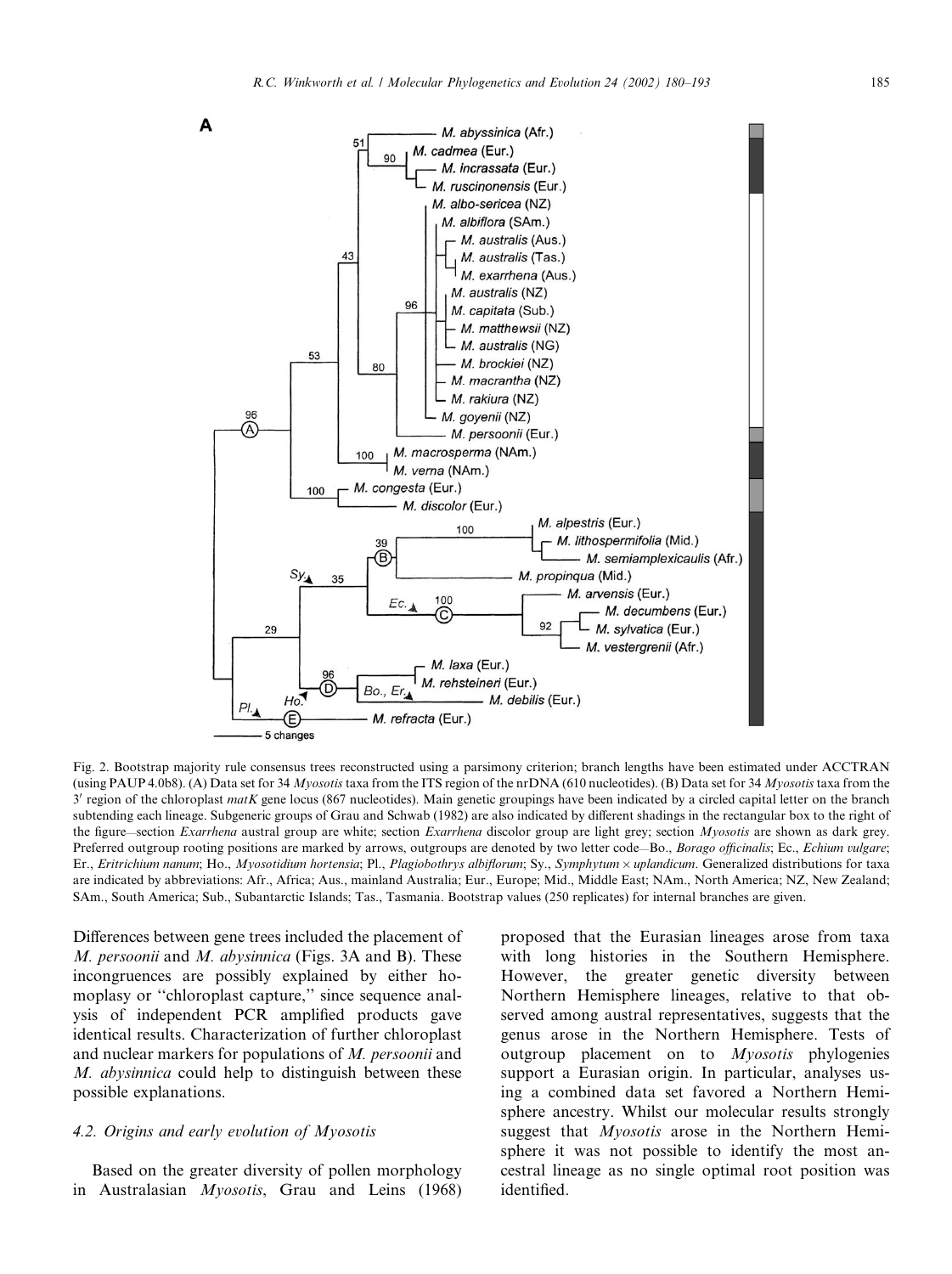Fig. 2. Bootstrap majority rule consensus trees reconstructed using a parsimony criterion; branch lengths have been estimated under ACCTRAN (using PAUP 4.0b8). (A) Data set for 34 *Myosotis* taxa from the ITS region of the nrDNA (610 nucleotides). (B) Data set for 34 *Myosotis* taxa from the 3′ region of the chloroplast *matK* gene locus (867 nucleotides). Main genetic groupings have been indicated by a circled capital letter on the branch subtending each lineage. Subgeneric groups of Grau and Schwab (1982) are also indicated by different shadings in the rectangular box to the right of the figure—section *Exarrhena* austral group are white; section *Exarrhena* discolor group are light grey; section *Myosotis* are shown as dark grey. Preferred outgroup rooting positions are marked by arrows, outgroups are denoted by two letter code—Bo., *Borago officinalis*; Ec., *Echium vulgare*; Er., *Eritrichium nanum*; Ho., *Myosotidium hortensia*; Pl., *Plagiobothrys albiflorum*; Sy., *Symphytum × uplandicum*. Generalized distributions for taxa are indicated by abbreviations: Afr., Africa; Aus., mainland Australia; Eur., Europe; Mid., Middle East; NAm., North America; NZ, New Zealand; SAm., South America; Sub., Subantarctic Islands; Tas., Tasmania. Bootstrap values (250 replicates) for internal branches are given.

Differences between gene trees included the placement of *M. persoonii* and *M. abysinnica* (Figs. 3A and B). These incongruences are possibly explained by either homoplasy or "chloroplast capture," since sequence analysis of independent PCR amplified products gave identical results. Characterization of further chloroplast and nuclear markers for populations of *M. persoonii* and *M. abysinnica* could help to distinguish between these possible explanations.

### 4.2. Origins and early evolution of Myosotis

Based on the greater diversity of pollen morphology in Australasian *Myosotis*, Grau and Leins (1968) proposed that the Eurasian lineages arose from taxa with long histories in the Southern Hemisphere. However, the greater genetic diversity between Northern Hemisphere lineages, relative to that observed among austral representatives, suggests that the genus arose in the Northern Hemisphere. Tests of outgroup placement on to *Myosotis* phylogenies support a Eurasian origin. In particular, analyses using a combined data set favored a Northern Hemisphere ancestry. Whilst our molecular results strongly suggest that *Myosotis* arose in the Northern Hemisphere it was not possible to identify the most ancestral lineage as no single optimal root position was identified.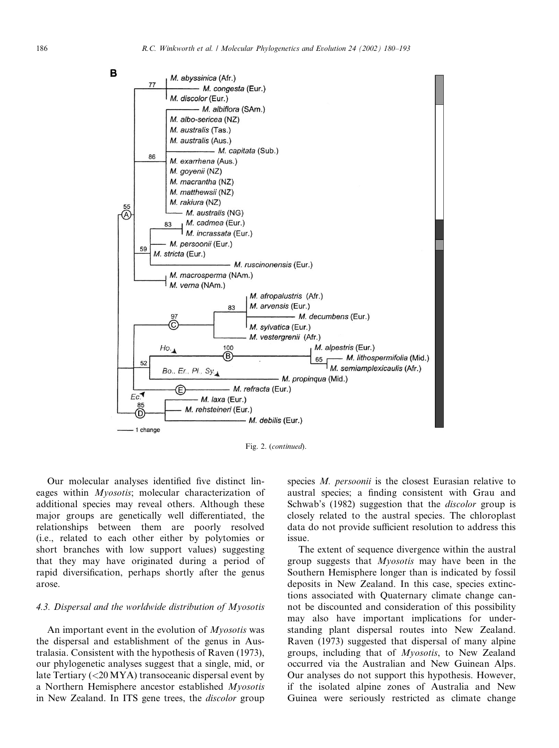Fig. 2. (*continued*).

Our molecular analyses identified five distinct lineages within *Myosotis*; molecular characterization of additional species may reveal others. Although these major groups are genetically well differentiated, the relationships between them are poorly resolved (i.e., related to each other either by polytomies or short branches with low support values) suggesting that they may have originated during a period of rapid diversification, perhaps shortly after the genus arose.

### 4.3. Dispersal and the worldwide distribution of *Myosotis*

An important event in the evolution of *Myosotis* was the dispersal and establishment of the genus in Australasia. Consistent with the hypothesis of Raven (1973), our phylogenetic analyses suggest that a single, mid, or late Tertiary (<20 MYA) transoceanic dispersal event by a Northern Hemisphere ancestor established *Myosotis* in New Zealand. In ITS gene trees, the *discolor* group species *M. persoonii* is the closest Eurasian relative to austral species; a finding consistent with Grau and Schwab's (1982) suggestion that the *discolor* group is closely related to the austral species. The chloroplast data do not provide sufficient resolution to address this issue.

The extent of sequence divergence within the austral group suggests that *Myosotis* may have been in the Southern Hemisphere longer than is indicated by fossil deposits in New Zealand. In this case, species extinctions associated with Quaternary climate change cannot be discounted and consideration of this possibility may also have important implications for understanding plant dispersal routes into New Zealand. Raven (1973) suggested that dispersal of many alpine groups, including that of *Myosotis*, to New Zealand occurred via the Australian and New Guinean Alps. Our analyses do not support this hypothesis. However, if the isolated alpine zones of Australia and New Guinea were seriously restricted as climate change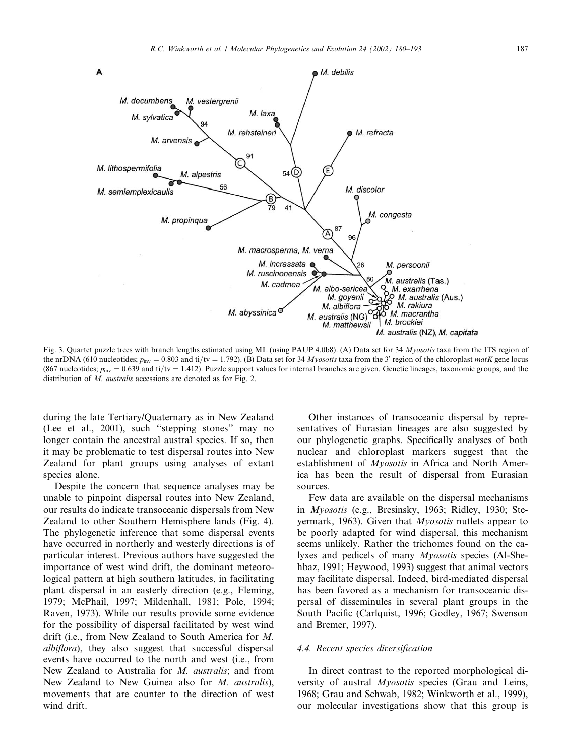Fig. 3. Quartet puzzle trees with branch lengths estimated using ML (using PAUP 4.0b8). (A) Data set for 34 *Myosotis* taxa from the ITS region of the nrDNA (610 nucleotides; $p_{inv} = 0.803$ and ti/tv = 1.792). (B) Data set for 34 *Myosotis* taxa from the 3′ region of the chloroplast *matK* gene locus (867 nucleotides; $p_{inv} = 0.639$ and ti/tv = 1.412). Puzzle support values for internal branches are given. Genetic lineages, taxonomic groups, and the distribution of *M. australis* accessions are denoted as for Fig. 2.

during the late Tertiary/Quaternary as in New Zealand (Lee et al., 2001), such "stepping stones" may no longer contain the ancestral austral species. If so, then it may be problematic to test dispersal routes into New Zealand for plant groups using analyses of extant species alone.

Despite the concern that sequence analyses may be unable to pinpoint dispersal routes into New Zealand, our results do indicate transoceanic dispersals from New Zealand to other Southern Hemisphere lands (Fig. 4). The phylogenetic inference that some dispersal events have occurred in northerly and westerly directions is of particular interest. Previous authors have suggested the importance of west wind drift, the dominant meteorological pattern at high southern latitudes, in facilitating plant dispersal in an easterly direction (e.g., Fleming, 1979; McPhail, 1997; Mildenhall, 1981; Pole, 1994; Raven, 1973). While our results provide some evidence for the possibility of dispersal facilitated by west wind drift (i.e., from New Zealand to South America for *M. albiflora*), they also suggest that successful dispersal events have occurred to the north and west (i.e., from New Zealand to Australia for *M. australis*; and from New Zealand to New Guinea also for *M. australis*), movements that are counter to the direction of west wind drift.

Other instances of transoceanic dispersal by representatives of Eurasian lineages are also suggested by our phylogenetic graphs. Specifically analyses of both nuclear and chloroplast markers suggest that the establishment of *Myosotis* in Africa and North America has been the result of dispersal from Eurasian sources.

Few data are available on the dispersal mechanisms in *Myosotis* (e.g., Bresinsky, 1963; Ridley, 1930; Steyermark, 1963). Given that *Myosotis* nutlets appear to be poorly adapted for wind dispersal, this mechanism seems unlikely. Rather the trichomes found on the calyxes and pedicels of many *Myosotis* species (Al-Shehbaz, 1991; Heywood, 1993) suggest that animal vectors may facilitate dispersal. Indeed, bird-mediated dispersal has been favored as a mechanism for transoceanic dispersal of disseminules in several plant groups in the South Pacific (Carlquist, 1996; Godley, 1967; Swenson and Bremer, 1997).

### 4.4. Recent species diversification

In direct contrast to the reported morphological diversity of austral *Myosotis* species (Grau and Leins, 1968; Grau and Schwab, 1982; Winkworth et al., 1999), our molecular investigations show that this group is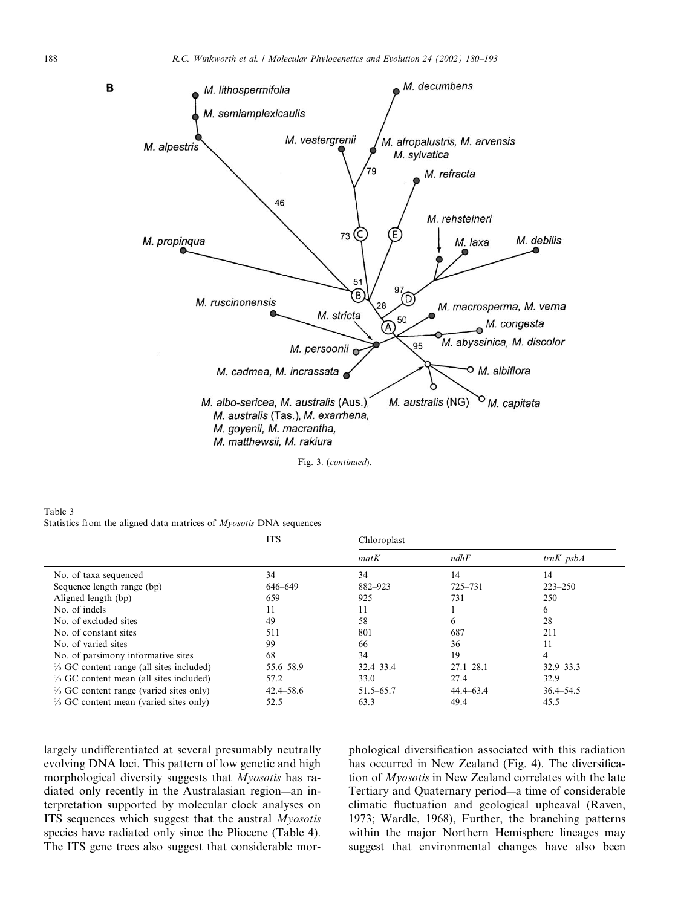Fig. 3. (*continued*).

Table 3
Statistics from the aligned data matrices of *Myosotis* DNA sequences

| | ITS | Chloroplast | | |
|---|---|---|---|---|
| | | *matK* | *ndhF* | *trnK–psbA* |
| No. of taxa sequenced | 34 | 34 | 14 | 14 |
| Sequence length range (bp) | 646–649 | 882–923 | 725–731 | 223–250 |
| Aligned length (bp) | 659 | 925 | 731 | 250 |
| No. of indels | 11 | 11 | 1 | 6 |
| No. of excluded sites | 49 | 58 | 6 | 28 |
| No. of constant sites | 511 | 801 | 687 | 211 |
| No. of varied sites | 99 | 66 | 36 | 11 |
| No. of parsimony informative sites | 68 | 34 | 19 | 4 |
| % GC content range (all sites included) | 55.6–58.9 | 32.4–33.4 | 27.1–28.1 | 32.9–33.3 |
| % GC content mean (all sites included) | 57.2 | 33.0 | 27.4 | 32.9 |
| % GC content range (varied sites only) | 42.4–58.6 | 51.5–65.7 | 44.4–63.4 | 36.4–54.5 |
| % GC content mean (varied sites only) | 52.5 | 63.3 | 49.4 | 45.5 |

largely undifferentiated at several presumably neutrally evolving DNA loci. This pattern of low genetic and high morphological diversity suggests that *Myosotis* has radiated only recently in the Australasian region—an interpretation supported by molecular clock analyses on ITS sequences which suggest that the austral *Myosotis* species have radiated only since the Pliocene (Table 4). The ITS gene trees also suggest that considerable morphological diversification associated with this radiation has occurred in New Zealand (Fig. 4). The diversification of *Myosotis* in New Zealand correlates with the late Tertiary and Quaternary period—a time of considerable climatic fluctuation and geological upheaval (Raven, 1973; Wardle, 1968), Further, the branching patterns within the major Northern Hemisphere lineages may suggest that environmental changes have also been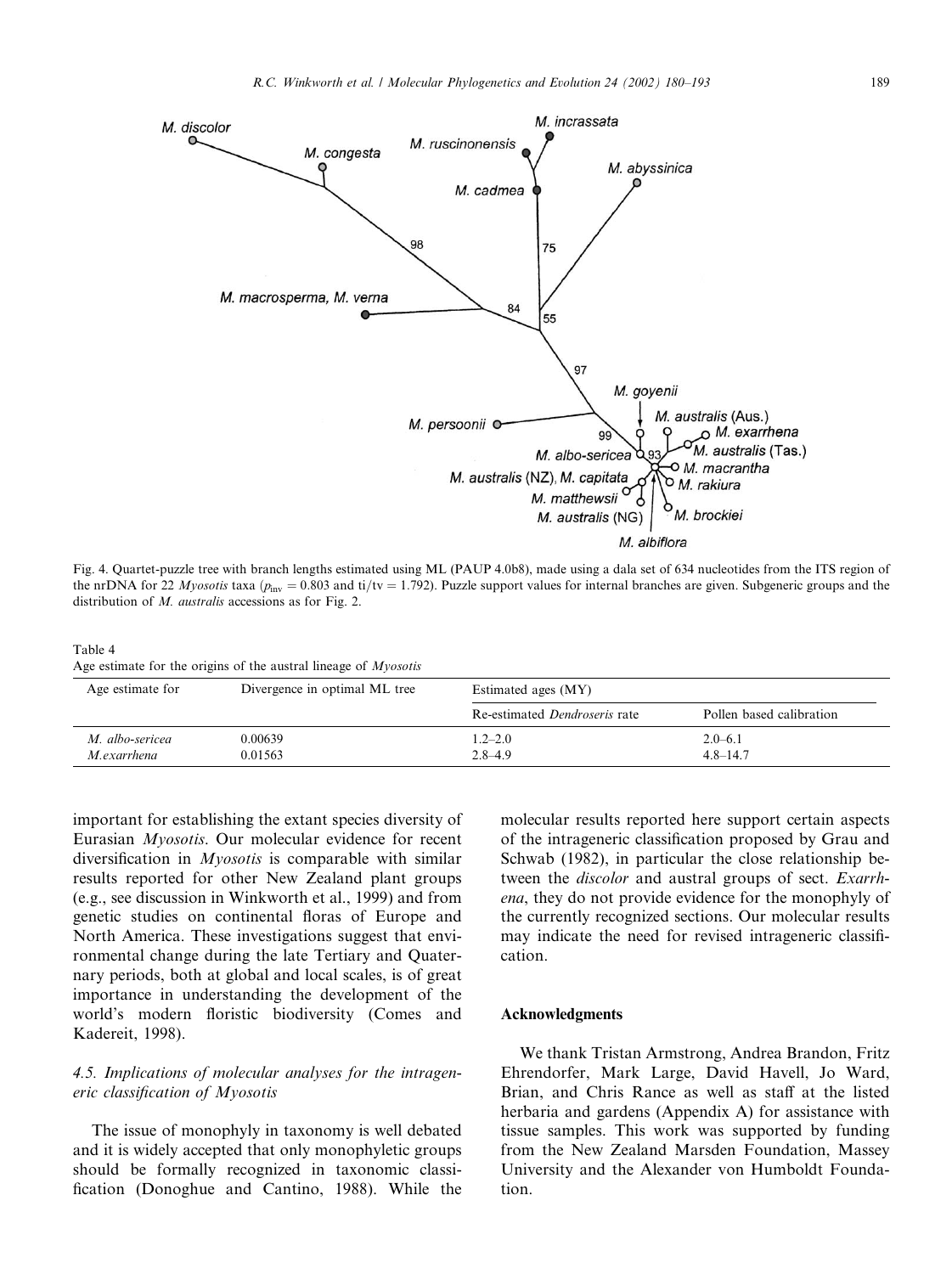Fig. 4. Quartet-puzzle tree with branch lengths estimated using ML (PAUP 4.0b8), made using a dala set of 634 nucleotides from the ITS region of the nrDNA for 22 *Myosotis* taxa ($p_{inv} = 0.803$ and ti/tv = 1.792). Puzzle support values for internal branches are given. Subgeneric groups and the distribution of *M. australis* accessions as for Fig. 2.

Table 4
Age estimate for the origins of the austral lineage of *Myosotis*

| Age estimate for | Divergence in optimal ML tree | Estimated ages (MY) | |
|---|---|---|---|
| | | Re-estimated *Dendroseris* rate | Pollen based calibration |
| *M. albo-sericea* | 0.00639 | 1.2–2.0 | 2.0–6.1 |
| *M.exarrhena* | 0.01563 | 2.8–4.9 | 4.8–14.7 |

important for establishing the extant species diversity of Eurasian *Myosotis*. Our molecular evidence for recent diversification in *Myosotis* is comparable with similar results reported for other New Zealand plant groups (e.g., see discussion in Winkworth et al., 1999) and from genetic studies on continental floras of Europe and North America. These investigations suggest that environmental change during the late Tertiary and Quaternary periods, both at global and local scales, is of great importance in understanding the development of the world's modern floristic biodiversity (Comes and Kadereit, 1998).

### 4.5. Implications of molecular analyses for the intrageneric classification of Myosotis

The issue of monophyly in taxonomy is well debated and it is widely accepted that only monophyletic groups should be formally recognized in taxonomic classification (Donoghue and Cantino, 1988). While the molecular results reported here support certain aspects of the intrageneric classification proposed by Grau and Schwab (1982), in particular the close relationship between the *discolor* and austral groups of sect. *Exarrhena*, they do not provide evidence for the monophyly of the currently recognized sections. Our molecular results may indicate the need for revised intrageneric classification.

## Acknowledgments

We thank Tristan Armstrong, Andrea Brandon, Fritz Ehrendorfer, Mark Large, David Havell, Jo Ward, Brian, and Chris Rance as well as staff at the listed herbaria and gardens (Appendix A) for assistance with tissue samples. This work was supported by funding from the New Zealand Marsden Foundation, Massey University and the Alexander von Humboldt Foundation.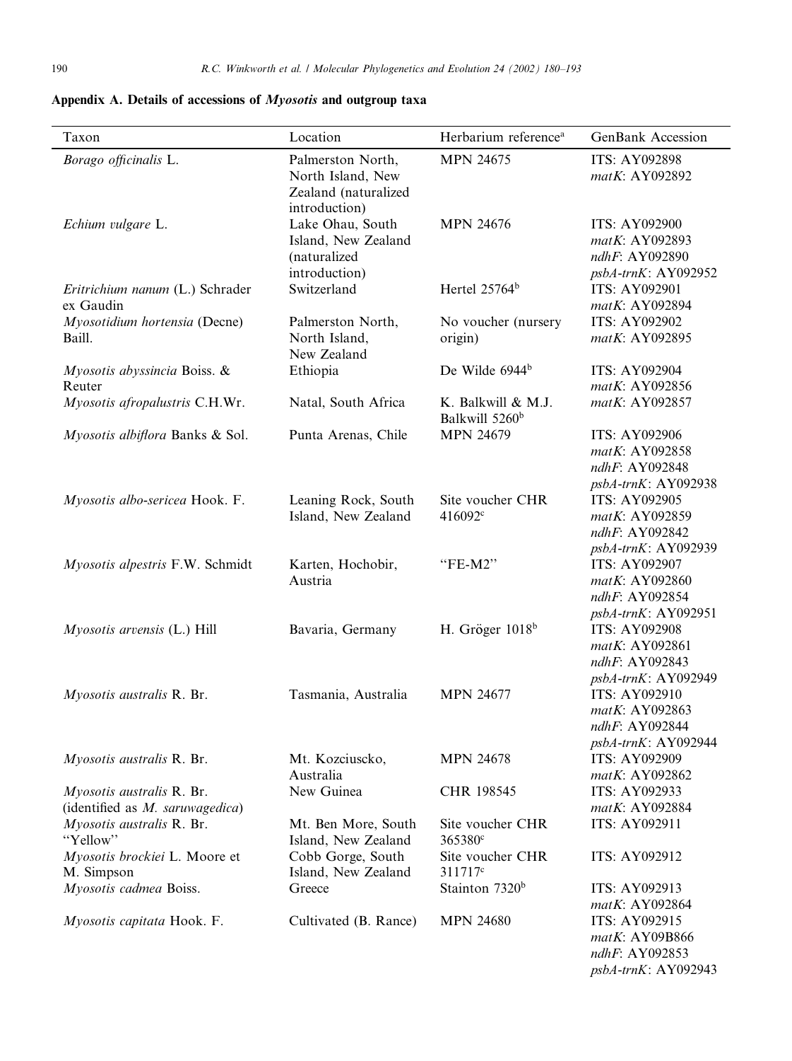## Appendix A. Details of accessions of *Myosotis* and outgroup taxa

| Taxon | Location | Herbarium reference[a] | GenBank Accession |
|---|---|---|---|
| *Borago officinalis* L. | Palmerston North, North Island, New Zealand (naturalized introduction) | MPN 24675 | ITS: AY092898<br>*matK*: AY092892 |
| *Echium vulgare* L. | Lake Ohau, South Island, New Zealand (naturalized introduction) | MPN 24676 | ITS: AY092900<br>*matK*: AY092893<br>*ndhF*: AY092890<br>*psbA-trnK*: AY092952 |
| *Eritrichium nanum* (L.) Schrader ex Gaudin | Switzerland | Hertel 25764[b] | ITS: AY092901<br>*matK*: AY092894 |
| *Myosotidium hortensia* (Decne) Baill. | Palmerston North, North Island, New Zealand | No voucher (nursery origin) | ITS: AY092902<br>*matK*: AY092895 |
| *Myosotis abyssincia* Boiss. & Reuter | Ethiopia | De Wilde 6944[b] | ITS: AY092904<br>*matK*: AY092856 |
| *Myosotis afropalustris* C.H.Wr. | Natal, South Africa | K. Balkwill & M.J. Balkwill 5260[b] | *matK*: AY092857 |
| *Myosotis albiflora* Banks & Sol. | Punta Arenas, Chile | MPN 24679 | ITS: AY092906<br>*matK*: AY092858<br>*ndhF*: AY092848<br>*psbA-trnK*: AY092938 |
| *Myosotis albo-sericea* Hook. F. | Leaning Rock, South Island, New Zealand | Site voucher CHR 416092[c] | ITS: AY092905<br>*matK*: AY092859<br>*ndhF*: AY092842<br>*psbA-trnK*: AY092939 |
| *Myosotis alpestris* F.W. Schmidt | Karten, Hochobir, Austria | "FE-M2" | ITS: AY092907<br>*matK*: AY092860<br>*ndhF*: AY092854<br>*psbA-trnK*: AY092951 |
| *Myosotis arvensis* (L.) Hill | Bavaria, Germany | H. Gröger 1018[b] | ITS: AY092908<br>*matK*: AY092861<br>*ndhF*: AY092843<br>*psbA-trnK*: AY092949 |
| *Myosotis australis* R. Br. | Tasmania, Australia | MPN 24677 | ITS: AY092910<br>*matK*: AY092863<br>*ndhF*: AY092844<br>*psbA-trnK*: AY092944 |
| *Myosotis australis* R. Br. | Mt. Kozciuscko, Australia | MPN 24678 | ITS: AY092909<br>*matK*: AY092862 |
| *Myosotis australis* R. Br. (identified as *M. saruwagedica*) | New Guinea | CHR 198545 | ITS: AY092933<br>*matK*: AY092884 |
| *Myosotis australis* R. Br. "Yellow" | Mt. Ben More, South Island, New Zealand | Site voucher CHR 365380[c] | ITS: AY092911 |
| *Myosotis brockiei* L. Moore et M. Simpson | Cobb Gorge, South Island, New Zealand | Site voucher CHR 311717[c] | ITS: AY092912 |
| *Myosotis cadmea* Boiss. | Greece | Stainton 7320[b] | ITS: AY092913<br>*matK*: AY092864 |
| *Myosotis capitata* Hook. F. | Cultivated (B. Rance) | MPN 24680 | ITS: AY092915<br>*matK*: AY09B866<br>*ndhF*: AY092853<br>*psbA-trnK*: AY092943 |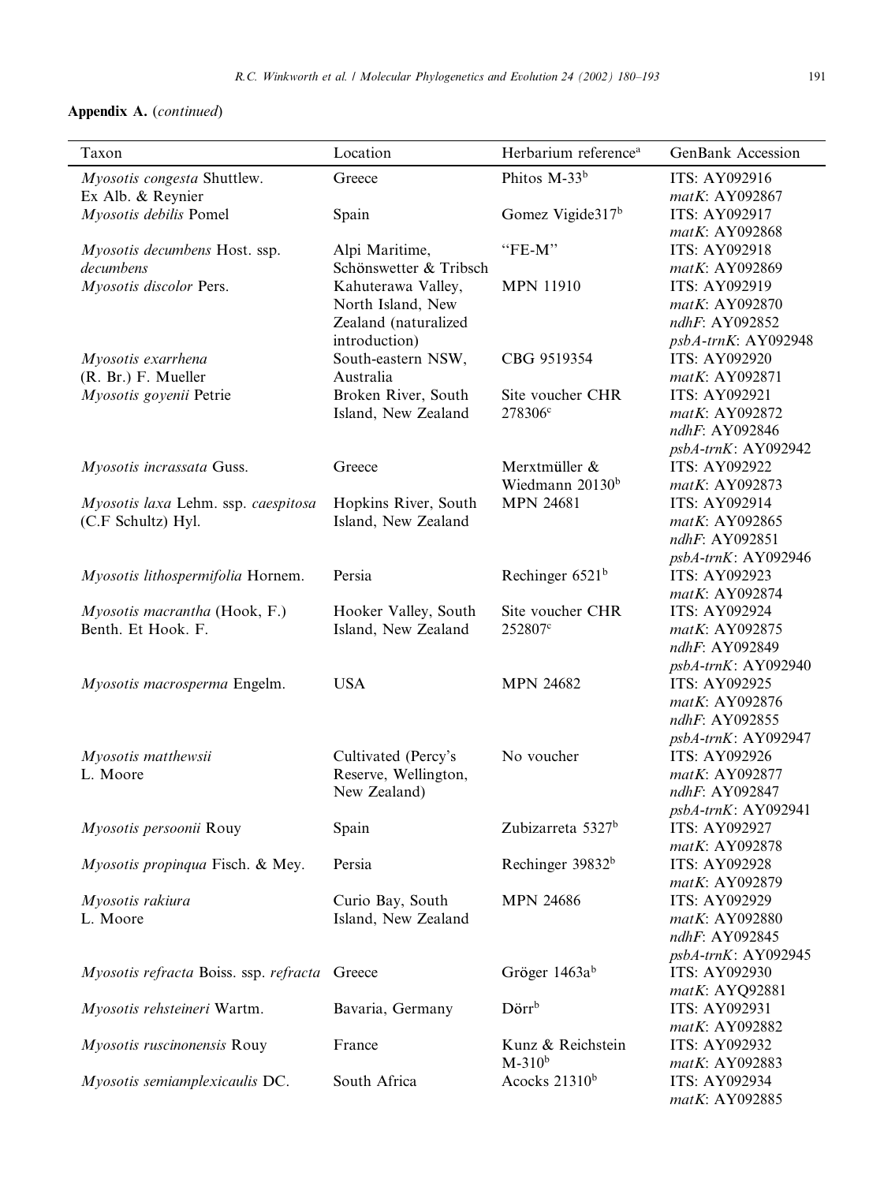**Appendix A.** (*continued*)

| Taxon | Location | Herbarium reference[a] | GenBank Accession |
|---|---|---|---|
| *Myosotis congesta* Shuttlew. Ex Alb. & Reynier | Greece | Phitos M-33[b] | ITS: AY092916<br>*matK*: AY092867 |
| *Myosotis debilis* Pomel | Spain | Gomez Vigide317[b] | ITS: AY092917<br>*matK*: AY092868 |
| *Myosotis decumbens* Host. ssp. *decumbens* | Alpi Maritime, Schönswetter & Tribsch | "FE-M" | ITS: AY092918<br>*matK*: AY092869 |
| *Myosotis discolor* Pers. | Kahuterawa Valley, North Island, New Zealand (naturalized introduction) | MPN 11910 | ITS: AY092919<br>*matK*: AY092870<br>*ndhF*: AY092852<br>*psbA-trnK*: AY092948 |
| *Myosotis exarrhena* (R. Br.) F. Mueller | South-eastern NSW, Australia | CBG 9519354 | ITS: AY092920<br>*matK*: AY092871 |
| *Myosotis goyenii* Petrie | Broken River, South Island, New Zealand | Site voucher CHR 278306[c] | ITS: AY092921<br>*matK*: AY092872<br>*ndhF*: AY092846<br>*psbA-trnK*: AY092942 |
| *Myosotis incrassata* Guss. | Greece | Merxtmüller & Wiedmann 20130[b] | ITS: AY092922<br>*matK*: AY092873 |
| *Myosotis laxa* Lehm. ssp. *caespitosa* (C.F Schultz) Hyl. | Hopkins River, South Island, New Zealand | MPN 24681 | ITS: AY092914<br>*matK*: AY092865<br>*ndhF*: AY092851<br>*psbA-trnK*: AY092946 |
| *Myosotis lithospermifolia* Hornem. | Persia | Rechinger 6521[b] | ITS: AY092923<br>*matK*: AY092874 |
| *Myosotis macrantha* (Hook, F.) Benth. Et Hook. F. | Hooker Valley, South Island, New Zealand | Site voucher CHR 252807[c] | ITS: AY092924<br>*matK*: AY092875<br>*ndhF*: AY092849<br>*psbA-trnK*: AY092940 |
| *Myosotis macrosperma* Engelm. | USA | MPN 24682 | ITS: AY092925<br>*matK*: AY092876<br>*ndhF*: AY092855<br>*psbA-trnK*: AY092947 |
| *Myosotis matthewsii* L. Moore | Cultivated (Percy's Reserve, Wellington, New Zealand) | No voucher | ITS: AY092926<br>*matK*: AY092877<br>*ndhF*: AY092847<br>*psbA-trnK*: AY092941 |
| *Myosotis persoonii* Rouy | Spain | Zubizarreta 5327[b] | ITS: AY092927<br>*matK*: AY092878 |
| *Myosotis propinqua* Fisch. & Mey. | Persia | Rechinger 39832[b] | ITS: AY092928<br>*matK*: AY092879 |
| *Myosotis rakiura* L. Moore | Curio Bay, South Island, New Zealand | MPN 24686 | ITS: AY092929<br>*matK*: AY092880<br>*ndhF*: AY092845<br>*psbA-trnK*: AY092945 |
| *Myosotis refracta* Boiss. ssp. *refracta* | Greece | Gröger 1463a[b] | ITS: AY092930<br>*matK*: AYQ92881 |
| *Myosotis rehsteineri* Wartm. | Bavaria, Germany | Dörr[b] | ITS: AY092931<br>*matK*: AY092882 |
| *Myosotis ruscinonensis* Rouy | France | Kunz & Reichstein M-310[b] | ITS: AY092932<br>*matK*: AY092883 |
| *Myosotis semiamplexicaulis* DC. | South Africa | Acocks 21310[b] | ITS: AY092934<br>*matK*: AY092885 |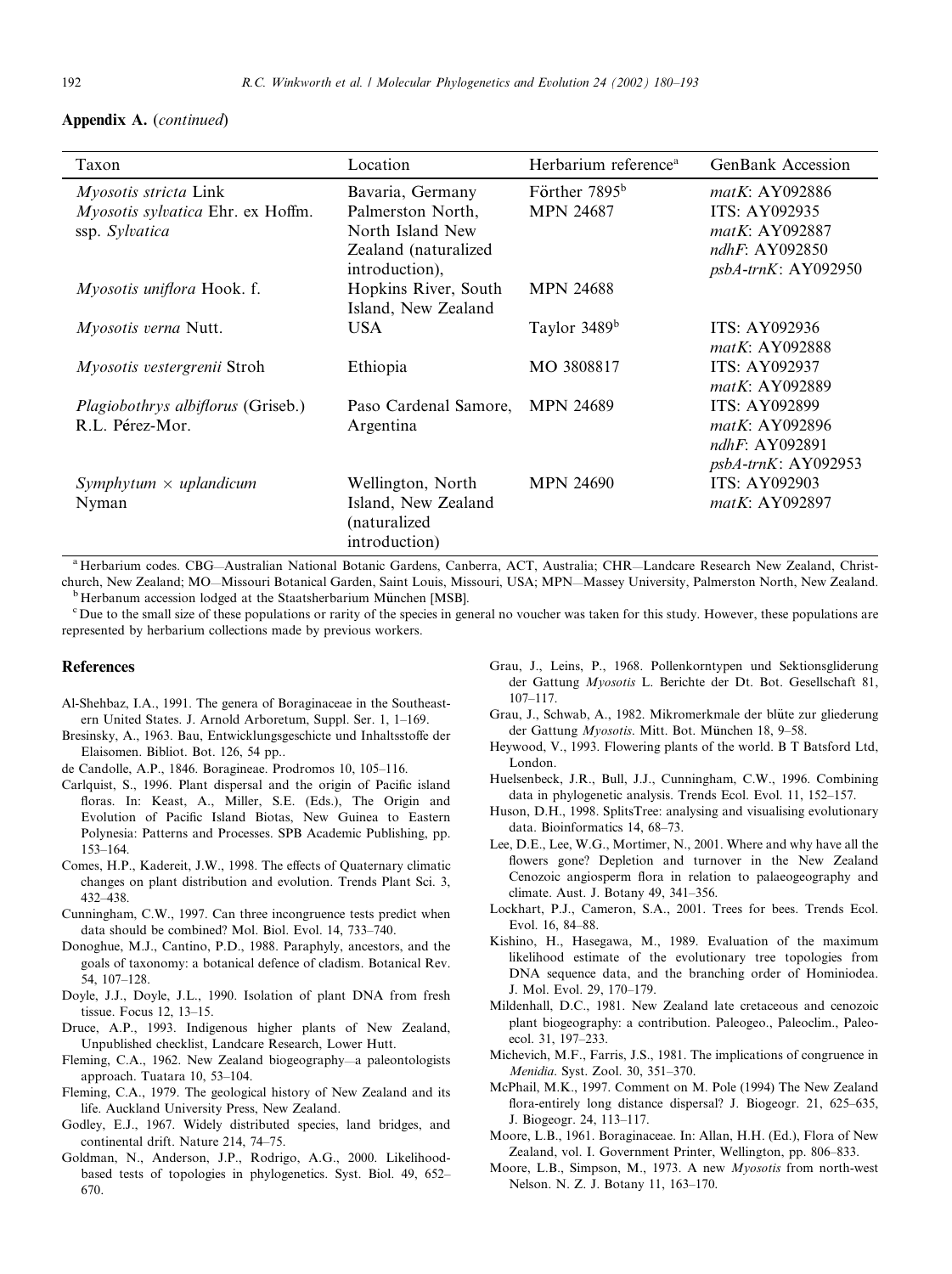**Appendix A.** (*continued*)

| Taxon | Location | Herbarium reference[a] | GenBank Accession |
|---|---|---|---|
| *Myosotis stricta* Link | Bavaria, Germany | Förther 7895[b] | *matK*: AY092886 |
| *Myosotis sylvatica* Ehr. ex Hoffm. ssp. *Sylvatica* | Palmerston North, North Island New Zealand (naturalized introduction), | MPN 24687 | ITS: AY092935 *matK*: AY092887 *ndhF*: AY092850 *psbA-trnK*: AY092950 |
| *Myosotis uniflora* Hook. f. | Hopkins River, South Island, New Zealand | MPN 24688 | |
| *Myosotis verna* Nutt. | USA | Taylor 3489[b] | ITS: AY092936 *matK*: AY092888 |
| *Myosotis vestergrenii* Stroh | Ethiopia | MO 3808817 | ITS: AY092937 *matK*: AY092889 |
| *Plagiobothrys albiflorus* (Griseb.) R.L. Pérez-Mor. | Paso Cardenal Samore, Argentina | MPN 24689 | ITS: AY092899 *matK*: AY092896 *ndhF*: AY092891 *psbA-trnK*: AY092953 |
| *Symphytum* × *uplandicum* Nyman | Wellington, North Island, New Zealand (naturalized introduction) | MPN 24690 | ITS: AY092903 *matK*: AY092897 |

[a] Herbarium codes. CBG—Australian National Botanic Gardens, Canberra, ACT, Australia; CHR—Landcare Research New Zealand, Christchurch, New Zealand; MO—Missouri Botanical Garden, Saint Louis, Missouri, USA; MPN—Massey University, Palmerston North, New Zealand.

[b] Herbanum accession lodged at the Staatsherbarium München [MSB].

[c] Due to the small size of these populations or rarity of the species in general no voucher was taken for this study. However, these populations are represented by herbarium collections made by previous workers.

## References

Al-Shehbaz, I.A., 1991. The genera of Boraginaceae in the Southeastern United States. J. Arnold Arboretum, Suppl. Ser. 1, 1–169.

Bresinsky, A., 1963. Bau, Entwicklungsgeschicte und Inhaltsstoffe der Elaisomen. Bibliot. Bot. 126, 54 pp..

de Candolle, A.P., 1846. Boragineae. Prodromos 10, 105–116.

Carlquist, S., 1996. Plant dispersal and the origin of Pacific island floras. In: Keast, A., Miller, S.E. (Eds.), The Origin and Evolution of Pacific Island Biotas, New Guinea to Eastern Polynesia: Patterns and Processes. SPB Academic Publishing, pp. 153–164.

Comes, H.P., Kadereit, J.W., 1998. The effects of Quaternary climatic changes on plant distribution and evolution. Trends Plant Sci. 3, 432–438.

Cunningham, C.W., 1997. Can three incongruence tests predict when data should be combined? Mol. Biol. Evol. 14, 733–740.

Donoghue, M.J., Cantino, P.D., 1988. Paraphyly, ancestors, and the goals of taxonomy: a botanical defence of cladism. Botanical Rev. 54, 107–128.

Doyle, J.J., Doyle, J.L., 1990. Isolation of plant DNA from fresh tissue. Focus 12, 13–15.

Druce, A.P., 1993. Indigenous higher plants of New Zealand, Unpublished checklist, Landcare Research, Lower Hutt.

Fleming, C.A., 1962. New Zealand biogeography—a paleontologists approach. Tuatara 10, 53–104.

Fleming, C.A., 1979. The geological history of New Zealand and its life. Auckland University Press, New Zealand.

Godley, E.J., 1967. Widely distributed species, land bridges, and continental drift. Nature 214, 74–75.

Goldman, N., Anderson, J.P., Rodrigo, A.G., 2000. Likelihood-based tests of topologies in phylogenetics. Syst. Biol. 49, 652–670.

Grau, J., Leins, P., 1968. Pollenkorntypen und Sektionsgliderung der Gattung *Myosotis* L. Berichte der Dt. Bot. Gesellschaft 81, 107–117.

Grau, J., Schwab, A., 1982. Mikromerkmale der blüte zur gliederung der Gattung *Myosotis*. Mitt. Bot. München 18, 9–58.

Heywood, V., 1993. Flowering plants of the world. B T Batsford Ltd, London.

Huelsenbeck, J.R., Bull, J.J., Cunningham, C.W., 1996. Combining data in phylogenetic analysis. Trends Ecol. Evol. 11, 152–157.

Huson, D.H., 1998. SplitsTree: analysing and visualising evolutionary data. Bioinformatics 14, 68–73.

Lee, D.E., Lee, W.G., Mortimer, N., 2001. Where and why have all the flowers gone? Depletion and turnover in the New Zealand Cenozoic angiosperm flora in relation to palaeogeography and climate. Aust. J. Botany 49, 341–356.

Lockhart, P.J., Cameron, S.A., 2001. Trees for bees. Trends Ecol. Evol. 16, 84–88.

Kishino, H., Hasegawa, M., 1989. Evaluation of the maximum likelihood estimate of the evolutionary tree topologies from DNA sequence data, and the branching order of Hominiodea. J. Mol. Evol. 29, 170–179.

Mildenhall, D.C., 1981. New Zealand late cretaceous and cenozoic plant biogeography: a contribution. Paleogeo., Paleoclim., Paleoecol. 31, 197–233.

Michevich, M.F., Farris, J.S., 1981. The implications of congruence in *Menidia*. Syst. Zool. 30, 351–370.

McPhail, M.K., 1997. Comment on M. Pole (1994) The New Zealand flora-entirely long distance dispersal? J. Biogeogr. 21, 625–635, J. Biogeogr. 24, 113–117.

Moore, L.B., 1961. Boraginaceae. In: Allan, H.H. (Ed.), Flora of New Zealand, vol. I. Government Printer, Wellington, pp. 806–833.

Moore, L.B., Simpson, M., 1973. A new *Myosotis* from north-west Nelson. N. Z. J. Botany 11, 163–170.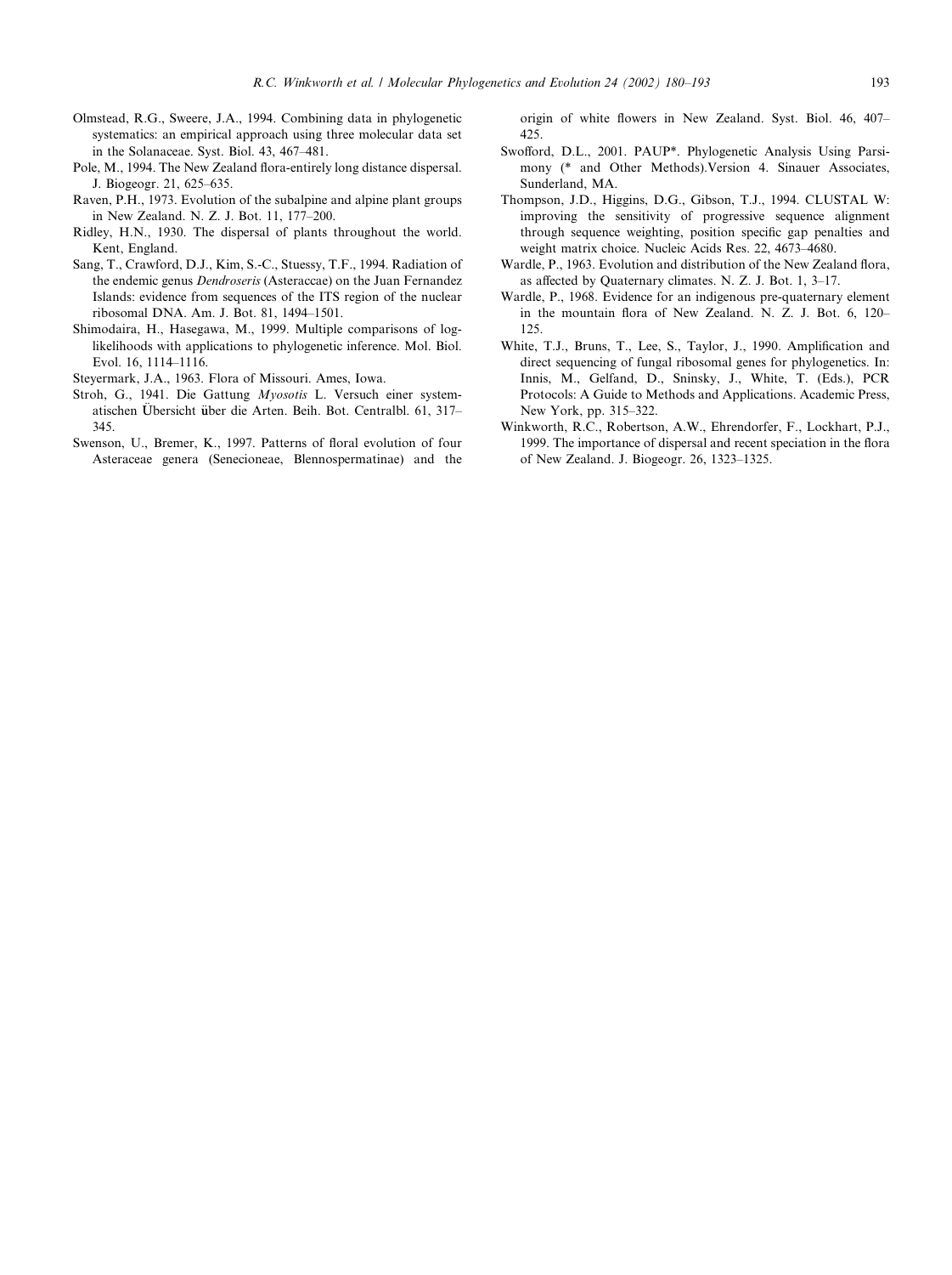Olmstead, R.G., Sweere, J.A., 1994. Combining data in phylogenetic systematics: an empirical approach using three molecular data set in the Solanaceae. Syst. Biol. 43, 467–481.

Pole, M., 1994. The New Zealand flora-entirely long distance dispersal. J. Biogeogr. 21, 625–635.

Raven, P.H., 1973. Evolution of the subalpine and alpine plant groups in New Zealand. N. Z. J. Bot. 11, 177–200.

Ridley, H.N., 1930. The dispersal of plants throughout the world. Kent, England.

Sang, T., Crawford, D.J., Kim, S.-C., Stuessy, T.F., 1994. Radiation of the endemic genus *Dendroseris* (Asteraccae) on the Juan Fernandez Islands: evidence from sequences of the ITS region of the nuclear ribosomal DNA. Am. J. Bot. 81, 1494–1501.

Shimodaira, H., Hasegawa, M., 1999. Multiple comparisons of log-likelihoods with applications to phylogenetic inference. Mol. Biol. Evol. 16, 1114–1116.

Steyermark, J.A., 1963. Flora of Missouri. Ames, Iowa.

Stroh, G., 1941. Die Gattung *Myosotis* L. Versuch einer systematischen Übersicht über die Arten. Beih. Bot. Centralbl. 61, 317–345.

Swenson, U., Bremer, K., 1997. Patterns of floral evolution of four Asteraceae genera (Senecioneae, Blennospermatinae) and the origin of white flowers in New Zealand. Syst. Biol. 46, 407–425.

Swofford, D.L., 2001. PAUP*. Phylogenetic Analysis Using Parsimony (* and Other Methods).Version 4. Sinauer Associates, Sunderland, MA.

Thompson, J.D., Higgins, D.G., Gibson, T.J., 1994. CLUSTAL W: improving the sensitivity of progressive sequence alignment through sequence weighting, position specific gap penalties and weight matrix choice. Nucleic Acids Res. 22, 4673–4680.

Wardle, P., 1963. Evolution and distribution of the New Zealand flora, as affected by Quaternary climates. N. Z. J. Bot. 1, 3–17.

Wardle, P., 1968. Evidence for an indigenous pre-quaternary element in the mountain flora of New Zealand. N. Z. J. Bot. 6, 120–125.

White, T.J., Bruns, T., Lee, S., Taylor, J., 1990. Amplification and direct sequencing of fungal ribosomal genes for phylogenetics. In: Innis, M., Gelfand, D., Sninsky, J., White, T. (Eds.), PCR Protocols: A Guide to Methods and Applications. Academic Press, New York, pp. 315–322.

Winkworth, R.C., Robertson, A.W., Ehrendorfer, F., Lockhart, P.J., 1999. The importance of dispersal and recent speciation in the flora of New Zealand. J. Biogeogr. 26, 1323–1325.